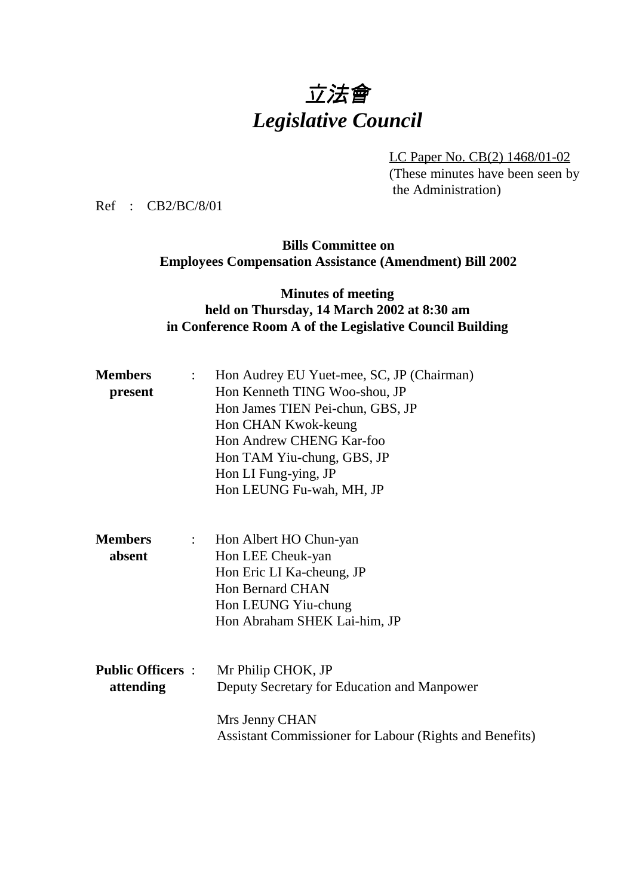# 立法會
# *Legislative Council*

LC Paper No. CB(2) 1468/01-02
(These minutes have been seen by the Administration)

Ref : CB2/BC/8/01

**Bills Committee on**
**Employees Compensation Assistance (Amendment) Bill 2002**

**Minutes of meeting**
**held on Thursday, 14 March 2002 at 8:30 am**
**in Conference Room A of the Legislative Council Building**

**Members present** :
Hon Audrey EU Yuet-mee, SC, JP (Chairman)
Hon Kenneth TING Woo-shou, JP
Hon James TIEN Pei-chun, GBS, JP
Hon CHAN Kwok-keung
Hon Andrew CHENG Kar-foo
Hon TAM Yiu-chung, GBS, JP
Hon LI Fung-ying, JP
Hon LEUNG Fu-wah, MH, JP

**Members absent** :
Hon Albert HO Chun-yan
Hon LEE Cheuk-yan
Hon Eric LI Ka-cheung, JP
Hon Bernard CHAN
Hon LEUNG Yiu-chung
Hon Abraham SHEK Lai-him, JP

**Public Officers attending** :
Mr Philip CHOK, JP
Deputy Secretary for Education and Manpower

Mrs Jenny CHAN
Assistant Commissioner for Labour (Rights and Benefits)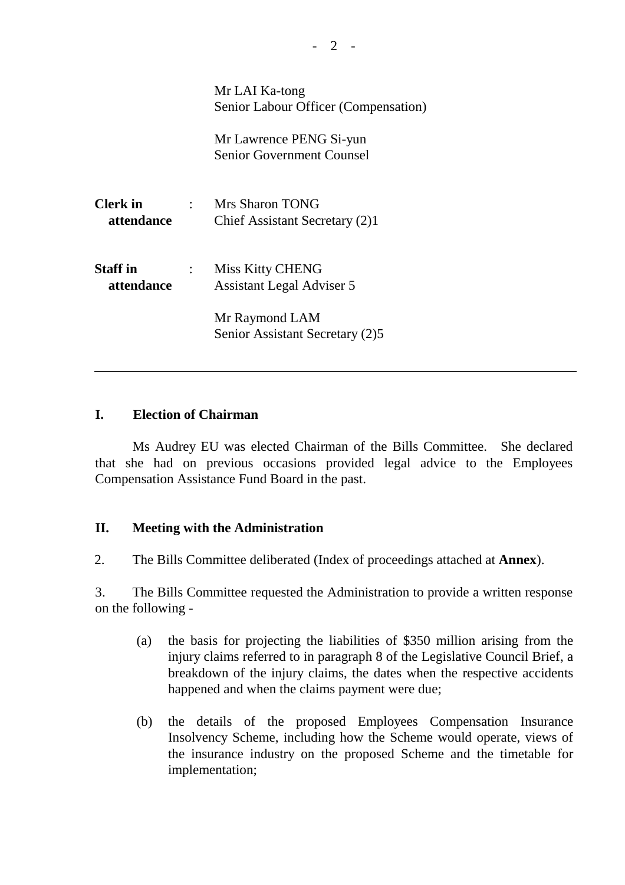Mr LAI Ka-tong
Senior Labour Officer (Compensation)

Mr Lawrence PENG Si-yun
Senior Government Counsel

**Clerk in attendance** : Mrs Sharon TONG
Chief Assistant Secretary (2)1

**Staff in attendance** : Miss Kitty CHENG
Assistant Legal Adviser 5

Mr Raymond LAM
Senior Assistant Secretary (2)5

---

## I. Election of Chairman

Ms Audrey EU was elected Chairman of the Bills Committee. She declared that she had on previous occasions provided legal advice to the Employees Compensation Assistance Fund Board in the past.

## II. Meeting with the Administration

2. The Bills Committee deliberated (Index of proceedings attached at **Annex**).

3. The Bills Committee requested the Administration to provide a written response on the following -

(a) the basis for projecting the liabilities of $350 million arising from the injury claims referred to in paragraph 8 of the Legislative Council Brief, a breakdown of the injury claims, the dates when the respective accidents happened and when the claims payment were due;

(b) the details of the proposed Employees Compensation Insurance Insolvency Scheme, including how the Scheme would operate, views of the insurance industry on the proposed Scheme and the timetable for implementation;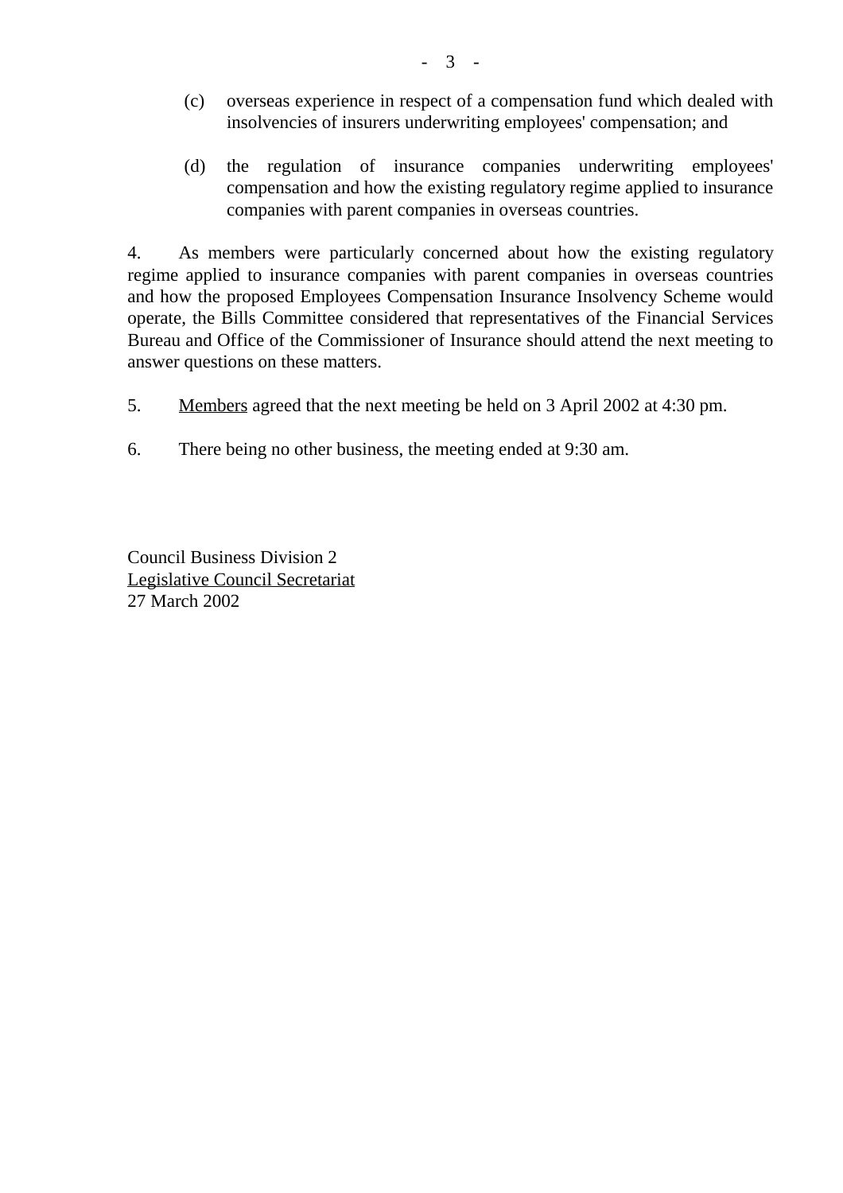(c) overseas experience in respect of a compensation fund which dealed with insolvencies of insurers underwriting employees' compensation; and

(d) the regulation of insurance companies underwriting employees' compensation and how the existing regulatory regime applied to insurance companies with parent companies in overseas countries.

4. As members were particularly concerned about how the existing regulatory regime applied to insurance companies with parent companies in overseas countries and how the proposed Employees Compensation Insurance Insolvency Scheme would operate, the Bills Committee considered that representatives of the Financial Services Bureau and Office of the Commissioner of Insurance should attend the next meeting to answer questions on these matters.

5. <u>Members</u> agreed that the next meeting be held on 3 April 2002 at 4:30 pm.

6. There being no other business, the meeting ended at 9:30 am.

Council Business Division 2
<u>Legislative Council Secretariat</u>
27 March 2002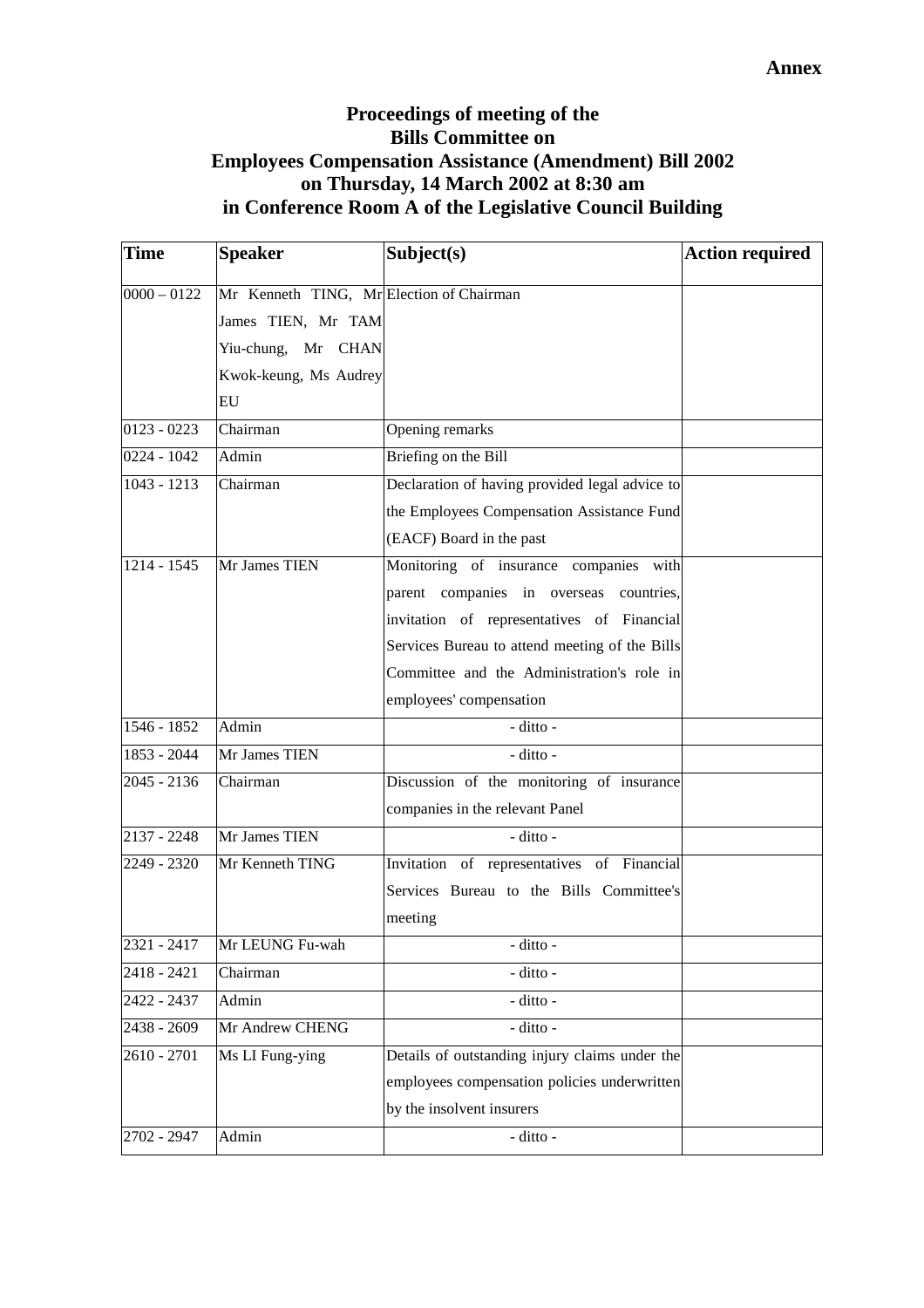**Annex**

**Proceedings of meeting of the**
**Bills Committee on**
**Employees Compensation Assistance (Amendment) Bill 2002**
**on Thursday, 14 March 2002 at 8:30 am**
**in Conference Room A of the Legislative Council Building**

| **Time** | **Speaker** | **Subject(s)** | **Action required** |
|---|---|---|---|
| 0000 – 0122 | Mr Kenneth TING, Mr James TIEN, Mr TAM Yiu-chung, Mr CHAN Kwok-keung, Ms Audrey EU | Election of Chairman | |
| 0123 - 0223 | Chairman | Opening remarks | |
| 0224 - 1042 | Admin | Briefing on the Bill | |
| 1043 - 1213 | Chairman | Declaration of having provided legal advice to the Employees Compensation Assistance Fund (EACF) Board in the past | |
| 1214 - 1545 | Mr James TIEN | Monitoring of insurance companies with parent companies in overseas countries, invitation of representatives of Financial Services Bureau to attend meeting of the Bills Committee and the Administration's role in employees' compensation | |
| 1546 - 1852 | Admin | - ditto - | |
| 1853 - 2044 | Mr James TIEN | - ditto - | |
| 2045 - 2136 | Chairman | Discussion of the monitoring of insurance companies in the relevant Panel | |
| 2137 - 2248 | Mr James TIEN | - ditto - | |
| 2249 - 2320 | Mr Kenneth TING | Invitation of representatives of Financial Services Bureau to the Bills Committee's meeting | |
| 2321 - 2417 | Mr LEUNG Fu-wah | - ditto - | |
| 2418 - 2421 | Chairman | - ditto - | |
| 2422 - 2437 | Admin | - ditto - | |
| 2438 - 2609 | Mr Andrew CHENG | - ditto - | |
| 2610 - 2701 | Ms LI Fung-ying | Details of outstanding injury claims under the employees compensation policies underwritten by the insolvent insurers | |
| 2702 - 2947 | Admin | - ditto - | |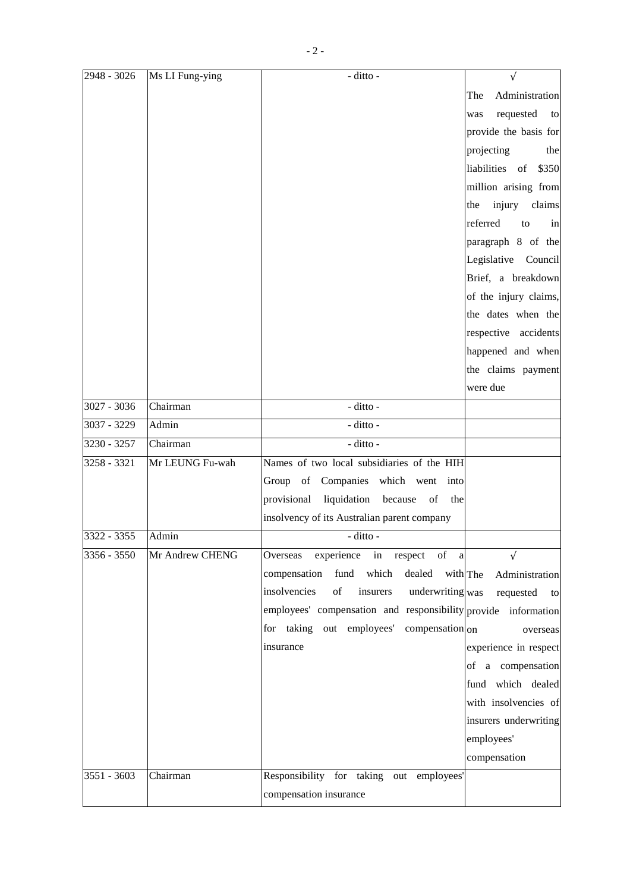| | | | |
|---|---|---|---|
| 2948 - 3026 | Ms LI Fung-ying | - ditto - | √<br>The Administration was requested to provide the basis for projecting the liabilities of $350 million arising from the injury claims referred to in paragraph 8 of the Legislative Council Brief, a breakdown of the injury claims, the dates when the respective accidents happened and when the claims payment were due |
| 3027 - 3036 | Chairman | - ditto - | |
| 3037 - 3229 | Admin | - ditto - | |
| 3230 - 3257 | Chairman | - ditto - | |
| 3258 - 3321 | Mr LEUNG Fu-wah | Names of two local subsidiaries of the HIH Group of Companies which went into provisional liquidation because of the insolvency of its Australian parent company | |
| 3322 - 3355 | Admin | - ditto - | |
| 3356 - 3550 | Mr Andrew CHENG | Overseas experience in respect of a compensation fund which dealed with insolvencies of insurers underwriting employees' compensation and responsibility for taking out employees' compensation insurance | √<br>The Administration was requested to provide information on overseas experience in respect of a compensation fund which dealed with insolvencies of insurers underwriting employees' compensation |
| 3551 - 3603 | Chairman | Responsibility for taking out employees' compensation insurance | |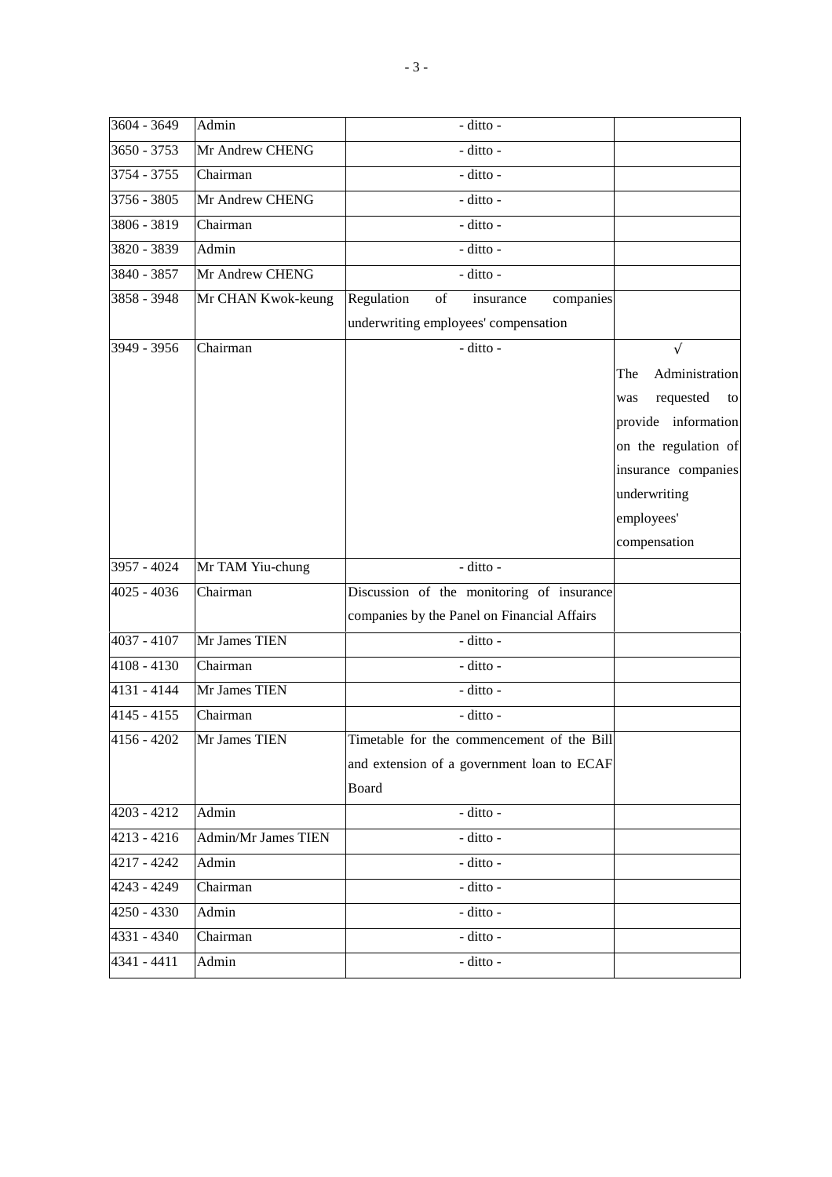| 3604 - 3649 | Admin | - ditto - | |
|---|---|---|---|
| 3650 - 3753 | Mr Andrew CHENG | - ditto - | |
| 3754 - 3755 | Chairman | - ditto - | |
| 3756 - 3805 | Mr Andrew CHENG | - ditto - | |
| 3806 - 3819 | Chairman | - ditto - | |
| 3820 - 3839 | Admin | - ditto - | |
| 3840 - 3857 | Mr Andrew CHENG | - ditto - | |
| 3858 - 3948 | Mr CHAN Kwok-keung | Regulation of insurance companies underwriting employees' compensation | |
| 3949 - 3956 | Chairman | - ditto - | √ The Administration was requested to provide information on the regulation of insurance companies underwriting employees' compensation |
| 3957 - 4024 | Mr TAM Yiu-chung | - ditto - | |
| 4025 - 4036 | Chairman | Discussion of the monitoring of insurance companies by the Panel on Financial Affairs | |
| 4037 - 4107 | Mr James TIEN | - ditto - | |
| 4108 - 4130 | Chairman | - ditto - | |
| 4131 - 4144 | Mr James TIEN | - ditto - | |
| 4145 - 4155 | Chairman | - ditto - | |
| 4156 - 4202 | Mr James TIEN | Timetable for the commencement of the Bill and extension of a government loan to ECAF Board | |
| 4203 - 4212 | Admin | - ditto - | |
| 4213 - 4216 | Admin/Mr James TIEN | - ditto - | |
| 4217 - 4242 | Admin | - ditto - | |
| 4243 - 4249 | Chairman | - ditto - | |
| 4250 - 4330 | Admin | - ditto - | |
| 4331 - 4340 | Chairman | - ditto - | |
| 4341 - 4411 | Admin | - ditto - | |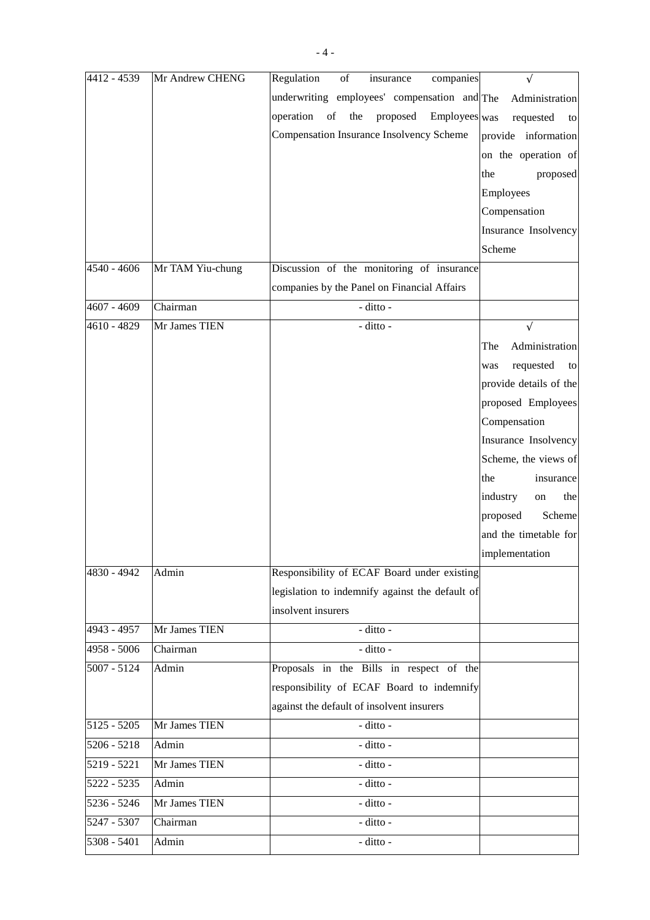| 4412 - 4539 | Mr Andrew CHENG | Regulation of insurance companies underwriting employees' compensation and operation of the proposed Employees Compensation Insurance Insolvency Scheme | √ The Administration was requested to provide information on the operation of the proposed Employees Compensation Insurance Insolvency Scheme |
|---|---|---|---|
| 4540 - 4606 | Mr TAM Yiu-chung | Discussion of the monitoring of insurance companies by the Panel on Financial Affairs | |
| 4607 - 4609 | Chairman | - ditto - | |
| 4610 - 4829 | Mr James TIEN | - ditto - | √ The Administration was requested to provide details of the proposed Employees Compensation Insurance Insolvency Scheme, the views of the insurance industry on the proposed Scheme and the timetable for implementation |
| 4830 - 4942 | Admin | Responsibility of ECAF Board under existing legislation to indemnify against the default of insolvent insurers | |
| 4943 - 4957 | Mr James TIEN | - ditto - | |
| 4958 - 5006 | Chairman | - ditto - | |
| 5007 - 5124 | Admin | Proposals in the Bills in respect of the responsibility of ECAF Board to indemnify against the default of insolvent insurers | |
| 5125 - 5205 | Mr James TIEN | - ditto - | |
| 5206 - 5218 | Admin | - ditto - | |
| 5219 - 5221 | Mr James TIEN | - ditto - | |
| 5222 - 5235 | Admin | - ditto - | |
| 5236 - 5246 | Mr James TIEN | - ditto - | |
| 5247 - 5307 | Chairman | - ditto - | |
| 5308 - 5401 | Admin | - ditto - | |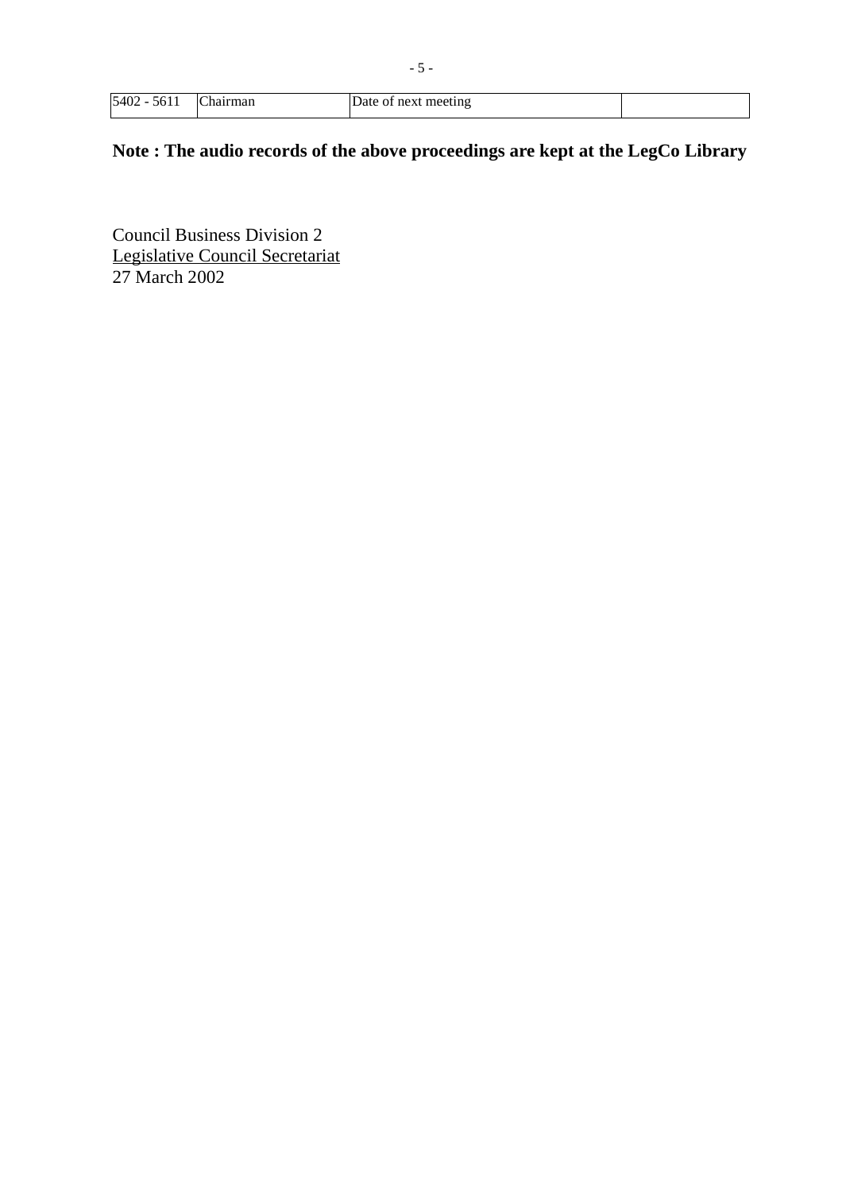| | | | |
|---|---|---|---|
| 5402 - 5611 | Chairman | Date of next meeting | |

**Note : The audio records of the above proceedings are kept at the LegCo Library**

Council Business Division 2
Legislative Council Secretariat
27 March 2002